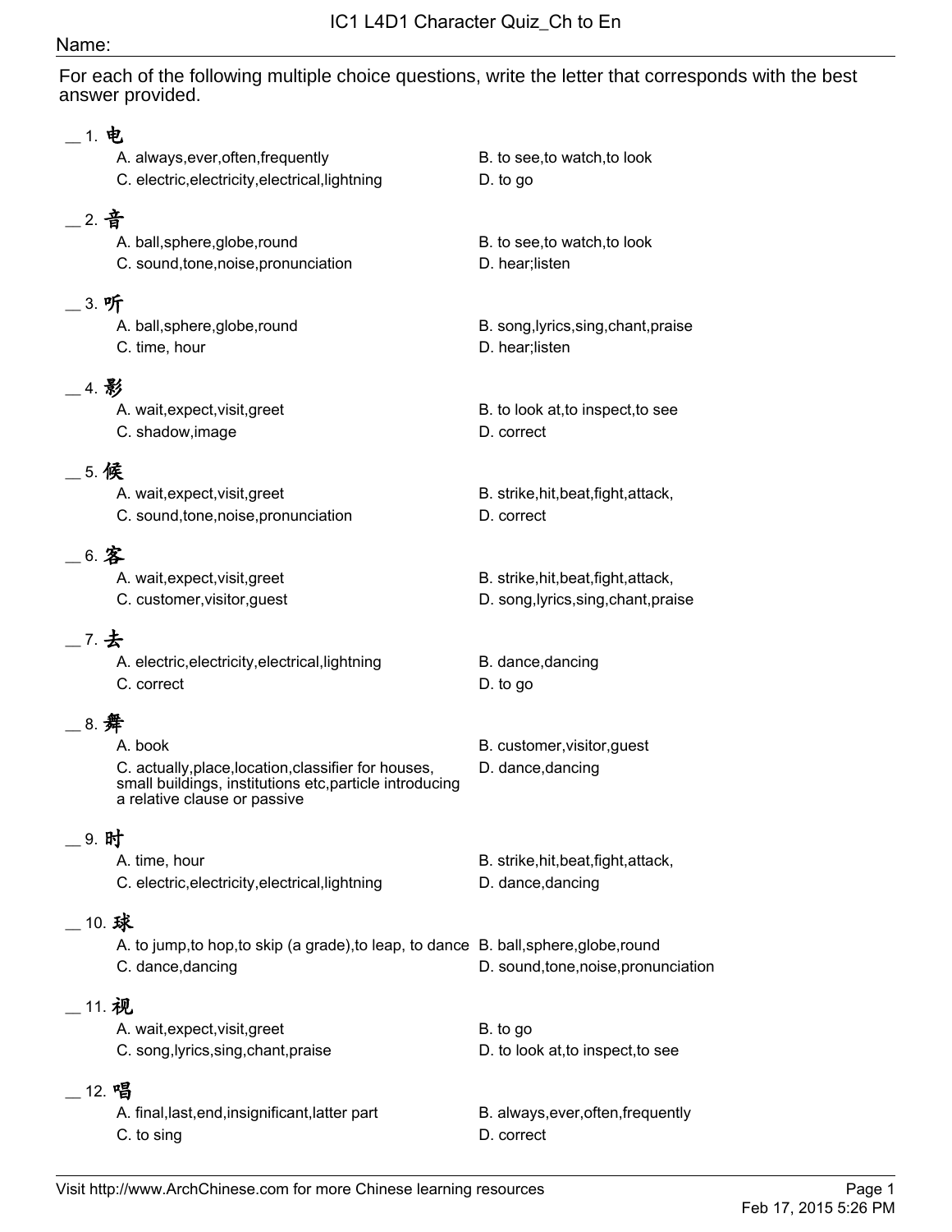# IC1 L4D1 Character Quiz_Ch to En

Name:

For each of the following multiple choice questions, write the letter that corresponds with the best answer provided.

__ 1. 电

A. always,ever,often,frequently
B. to see,to watch,to look
C. electric,electricity,electrical,lightning
D. to go

__ 2. 音

A. ball,sphere,globe,round
B. to see,to watch,to look
C. sound,tone,noise,pronunciation
D. hear;listen

__ 3. 听

A. ball,sphere,globe,round
B. song,lyrics,sing,chant,praise
C. time, hour
D. hear;listen

__ 4. 影

A. wait,expect,visit,greet
B. to look at,to inspect,to see
C. shadow,image
D. correct

__ 5. 候

A. wait,expect,visit,greet
B. strike,hit,beat,fight,attack,
C. sound,tone,noise,pronunciation
D. correct

__ 6. 客

A. wait,expect,visit,greet
B. strike,hit,beat,fight,attack,
C. customer,visitor,guest
D. song,lyrics,sing,chant,praise

__ 7. 去

A. electric,electricity,electrical,lightning
B. dance,dancing
C. correct
D. to go

__ 8. 舞

A. book
B. customer,visitor,guest
C. actually,place,location,classifier for houses, small buildings, institutions etc,particle introducing a relative clause or passive
D. dance,dancing

__ 9. 时

A. time, hour
B. strike,hit,beat,fight,attack,
C. electric,electricity,electrical,lightning
D. dance,dancing

__ 10. 球

A. to jump,to hop,to skip (a grade),to leap, to dance
B. ball,sphere,globe,round
C. dance,dancing
D. sound,tone,noise,pronunciation

__ 11. 视

A. wait,expect,visit,greet
B. to go
C. song,lyrics,sing,chant,praise
D. to look at,to inspect,to see

__ 12. 唱

A. final,last,end,insignificant,latter part
B. always,ever,often,frequently
C. to sing
D. correct

Visit http://www.ArchChinese.com for more Chinese learning resources

Feb 17, 2015 5:26 PM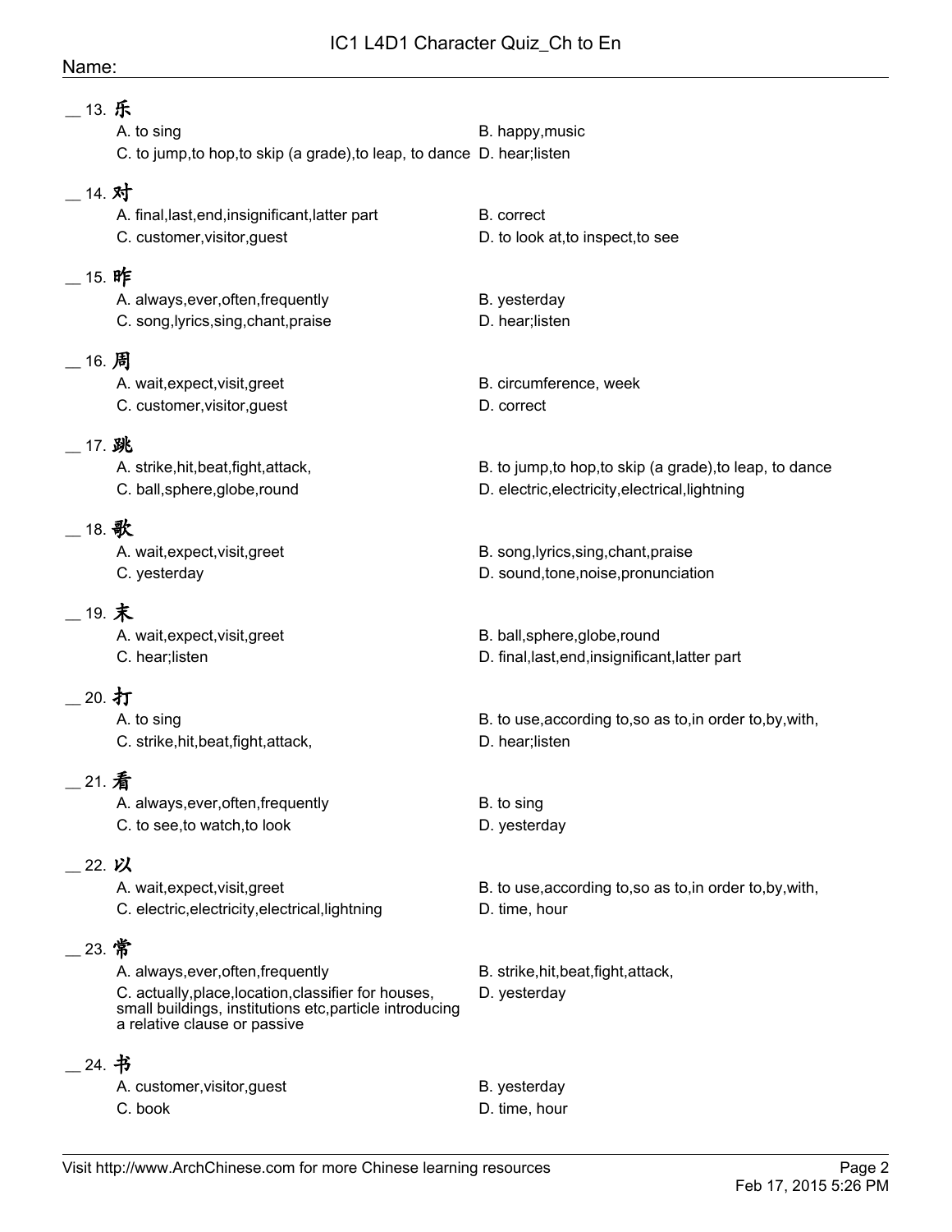IC1 L4D1 Character Quiz_Ch to En

Name:

__ 13. 乐
- A. to sing
- B. happy,music
- C. to jump,to hop,to skip (a grade),to leap, to dance
- D. hear;listen

__ 14. 对
- A. final,last,end,insignificant,latter part
- B. correct
- C. customer,visitor,guest
- D. to look at,to inspect,to see

__ 15. 昨
- A. always,ever,often,frequently
- B. yesterday
- C. song,lyrics,sing,chant,praise
- D. hear;listen

__ 16. 周
- A. wait,expect,visit,greet
- B. circumference, week
- C. customer,visitor,guest
- D. correct

__ 17. 跳
- A. strike,hit,beat,fight,attack,
- B. to jump,to hop,to skip (a grade),to leap, to dance
- C. ball,sphere,globe,round
- D. electric,electricity,electrical,lightning

__ 18. 歌
- A. wait,expect,visit,greet
- B. song,lyrics,sing,chant,praise
- C. yesterday
- D. sound,tone,noise,pronunciation

__ 19. 末
- A. wait,expect,visit,greet
- B. ball,sphere,globe,round
- C. hear;listen
- D. final,last,end,insignificant,latter part

__ 20. 打
- A. to sing
- B. to use,according to,so as to,in order to,by,with,
- C. strike,hit,beat,fight,attack,
- D. hear;listen

__ 21. 看
- A. always,ever,often,frequently
- B. to sing
- C. to see,to watch,to look
- D. yesterday

__ 22. 以
- A. wait,expect,visit,greet
- B. to use,according to,so as to,in order to,by,with,
- C. electric,electricity,electrical,lightning
- D. time, hour

__ 23. 常
- A. always,ever,often,frequently
- B. strike,hit,beat,fight,attack,
- C. actually,place,location,classifier for houses, small buildings, institutions etc,particle introducing a relative clause or passive
- D. yesterday

__ 24. 书
- A. customer,visitor,guest
- B. yesterday
- C. book
- D. time, hour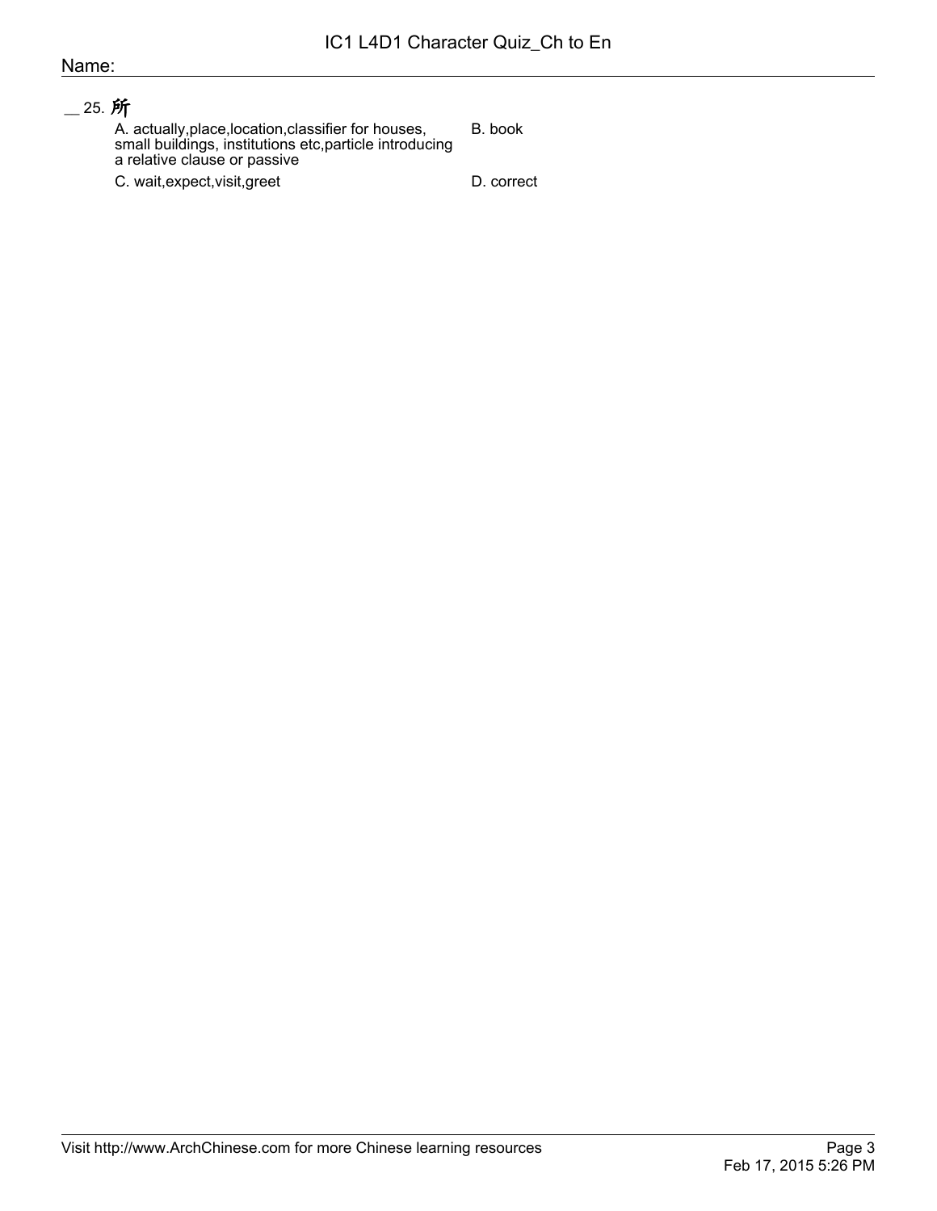Name:

__ 25. 所

A. actually,place,location,classifier for houses, small buildings, institutions etc,particle introducing a relative clause or passive

B. book

C. wait,expect,visit,greet

D. correct